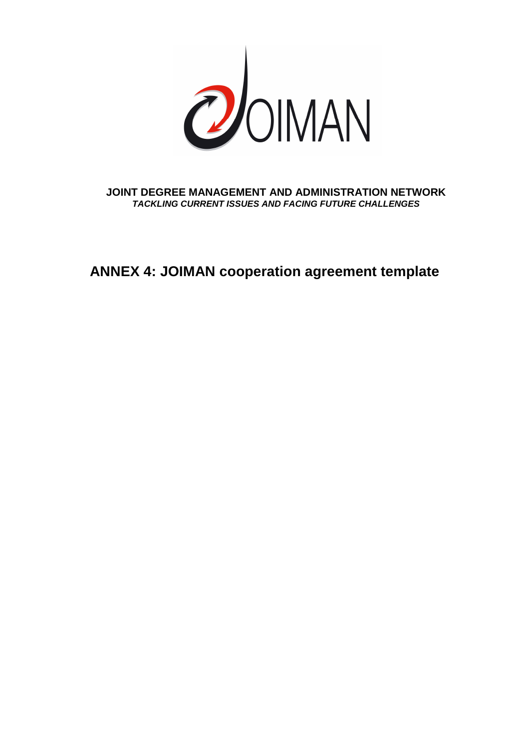JOINT DEGREE MANAGEMENT AND ADMINISTRATION NETWORK

***TACKLING CURRENT ISSUES AND FACING FUTURE CHALLENGES***

# ANNEX 4: JOIMAN cooperation agreement template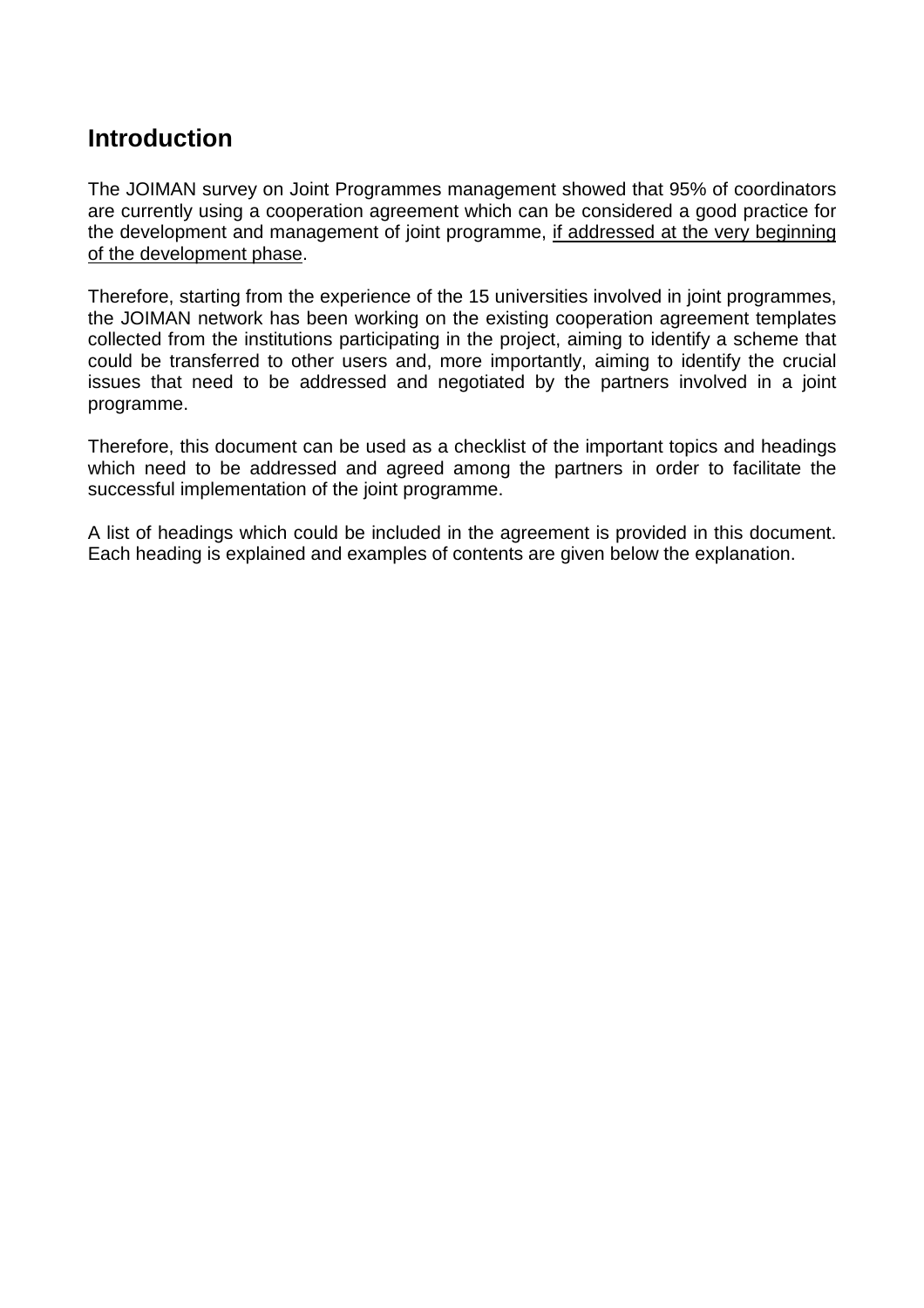## Introduction

The JOIMAN survey on Joint Programmes management showed that 95% of coordinators are currently using a cooperation agreement which can be considered a good practice for the development and management of joint programme, <u>if addressed at the very beginning of the development phase</u>.

Therefore, starting from the experience of the 15 universities involved in joint programmes, the JOIMAN network has been working on the existing cooperation agreement templates collected from the institutions participating in the project, aiming to identify a scheme that could be transferred to other users and, more importantly, aiming to identify the crucial issues that need to be addressed and negotiated by the partners involved in a joint programme.

Therefore, this document can be used as a checklist of the important topics and headings which need to be addressed and agreed among the partners in order to facilitate the successful implementation of the joint programme.

A list of headings which could be included in the agreement is provided in this document. Each heading is explained and examples of contents are given below the explanation.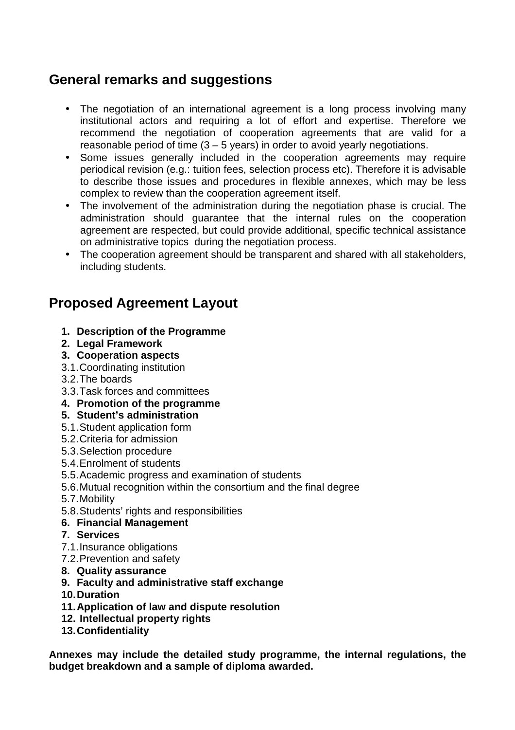## General remarks and suggestions

- The negotiation of an international agreement is a long process involving many institutional actors and requiring a lot of effort and expertise. Therefore we recommend the negotiation of cooperation agreements that are valid for a reasonable period of time (3 – 5 years) in order to avoid yearly negotiations.
- Some issues generally included in the cooperation agreements may require periodical revision (e.g.: tuition fees, selection process etc). Therefore it is advisable to describe those issues and procedures in flexible annexes, which may be less complex to review than the cooperation agreement itself.
- The involvement of the administration during the negotiation phase is crucial. The administration should guarantee that the internal rules on the cooperation agreement are respected, but could provide additional, specific technical assistance on administrative topics during the negotiation process.
- The cooperation agreement should be transparent and shared with all stakeholders, including students.

## Proposed Agreement Layout

1. **Description of the Programme**
2. **Legal Framework**
3. **Cooperation aspects**
   - 3.1. Coordinating institution
   - 3.2. The boards
   - 3.3. Task forces and committees
4. **Promotion of the programme**
5. **Student's administration**
   - 5.1. Student application form
   - 5.2. Criteria for admission
   - 5.3. Selection procedure
   - 5.4. Enrolment of students
   - 5.5. Academic progress and examination of students
   - 5.6. Mutual recognition within the consortium and the final degree
   - 5.7. Mobility
   - 5.8. Students' rights and responsibilities
6. **Financial Management**
7. **Services**
   - 7.1. Insurance obligations
   - 7.2. Prevention and safety
8. **Quality assurance**
9. **Faculty and administrative staff exchange**
10. **Duration**
11. **Application of law and dispute resolution**
12. **Intellectual property rights**
13. **Confidentiality**

**Annexes may include the detailed study programme, the internal regulations, the budget breakdown and a sample of diploma awarded.**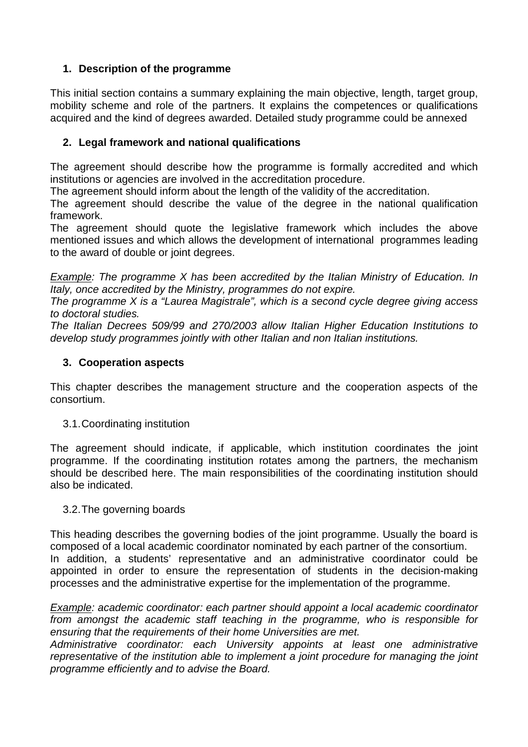## 1. Description of the programme

This initial section contains a summary explaining the main objective, length, target group, mobility scheme and role of the partners. It explains the competences or qualifications acquired and the kind of degrees awarded. Detailed study programme could be annexed

## 2. Legal framework and national qualifications

The agreement should describe how the programme is formally accredited and which institutions or agencies are involved in the accreditation procedure.

The agreement should inform about the length of the validity of the accreditation.

The agreement should describe the value of the degree in the national qualification framework.

The agreement should quote the legislative framework which includes the above mentioned issues and which allows the development of international programmes leading to the award of double or joint degrees.

*Example: The programme X has been accredited by the Italian Ministry of Education. In Italy, once accredited by the Ministry, programmes do not expire.*

*The programme X is a "Laurea Magistrale", which is a second cycle degree giving access to doctoral studies.*

*The Italian Decrees 509/99 and 270/2003 allow Italian Higher Education Institutions to develop study programmes jointly with other Italian and non Italian institutions.*

## 3. Cooperation aspects

This chapter describes the management structure and the cooperation aspects of the consortium.

### 3.1. Coordinating institution

The agreement should indicate, if applicable, which institution coordinates the joint programme. If the coordinating institution rotates among the partners, the mechanism should be described here. The main responsibilities of the coordinating institution should also be indicated.

### 3.2. The governing boards

This heading describes the governing bodies of the joint programme. Usually the board is composed of a local academic coordinator nominated by each partner of the consortium.

In addition, a students' representative and an administrative coordinator could be appointed in order to ensure the representation of students in the decision-making processes and the administrative expertise for the implementation of the programme.

*Example: academic coordinator: each partner should appoint a local academic coordinator from amongst the academic staff teaching in the programme, who is responsible for ensuring that the requirements of their home Universities are met.*

*Administrative coordinator: each University appoints at least one administrative representative of the institution able to implement a joint procedure for managing the joint programme efficiently and to advise the Board.*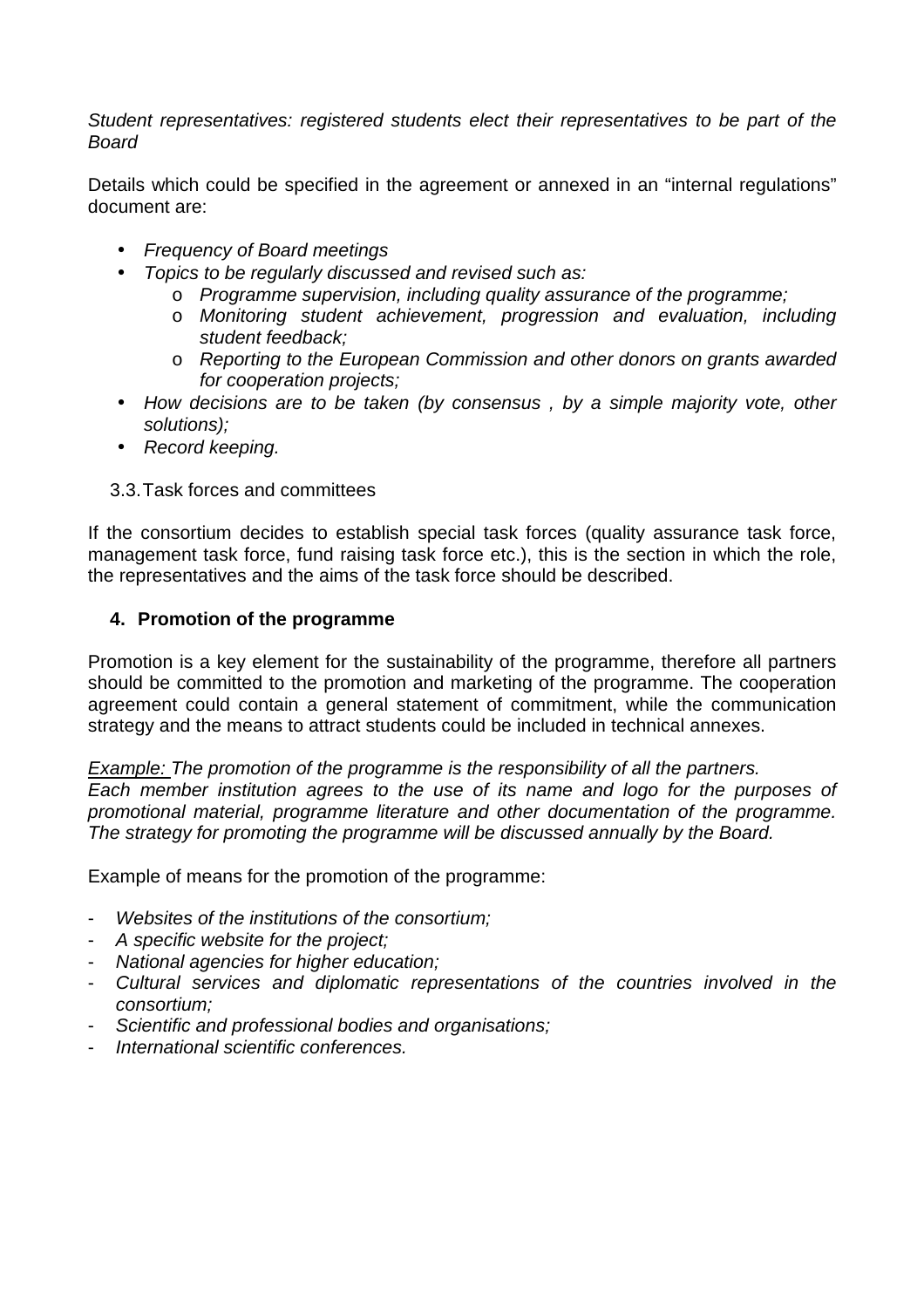*Student representatives: registered students elect their representatives to be part of the Board*

Details which could be specified in the agreement or annexed in an "internal regulations" document are:

- *Frequency of Board meetings*
- *Topics to be regularly discussed and revised such as:*
  - *Programme supervision, including quality assurance of the programme;*
  - *Monitoring student achievement, progression and evaluation, including student feedback;*
  - *Reporting to the European Commission and other donors on grants awarded for cooperation projects;*
- *How decisions are to be taken (by consensus , by a simple majority vote, other solutions);*
- *Record keeping.*

### 3.3. Task forces and committees

If the consortium decides to establish special task forces (quality assurance task force, management task force, fund raising task force etc.), this is the section in which the role, the representatives and the aims of the task force should be described.

## 4. Promotion of the programme

Promotion is a key element for the sustainability of the programme, therefore all partners should be committed to the promotion and marketing of the programme. The cooperation agreement could contain a general statement of commitment, while the communication strategy and the means to attract students could be included in technical annexes.

*Example: The promotion of the programme is the responsibility of all the partners. Each member institution agrees to the use of its name and logo for the purposes of promotional material, programme literature and other documentation of the programme. The strategy for promoting the programme will be discussed annually by the Board.*

Example of means for the promotion of the programme:

- *Websites of the institutions of the consortium;*
- *A specific website for the project;*
- *National agencies for higher education;*
- *Cultural services and diplomatic representations of the countries involved in the consortium;*
- *Scientific and professional bodies and organisations;*
- *International scientific conferences.*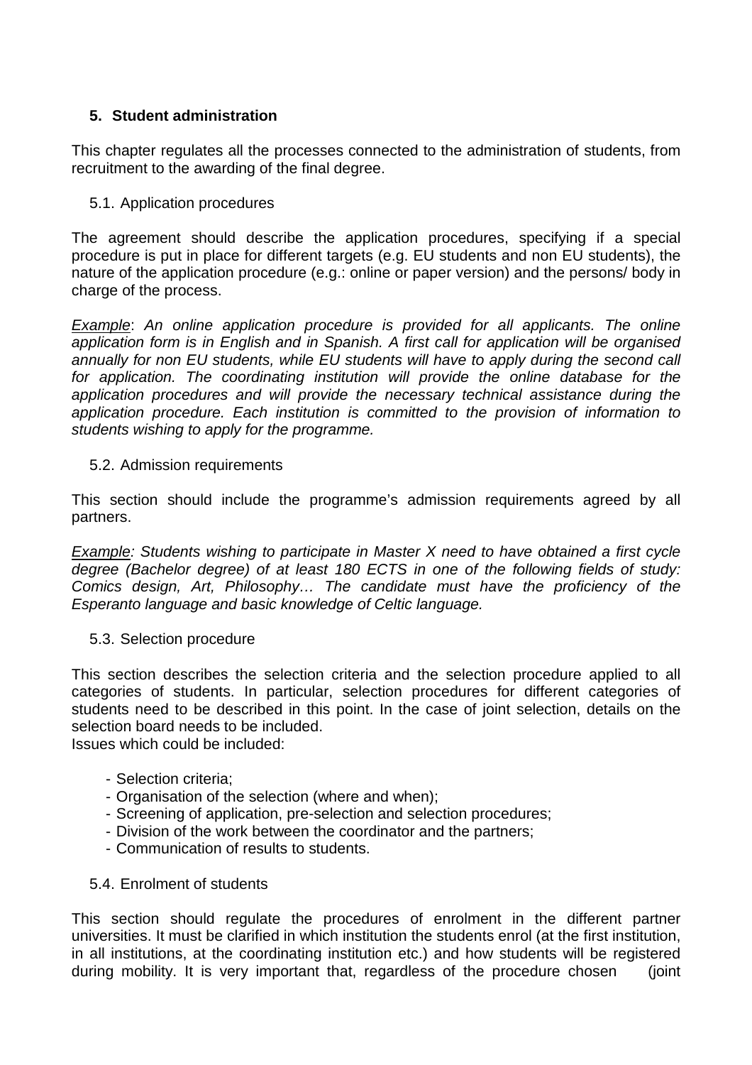## 5. Student administration

This chapter regulates all the processes connected to the administration of students, from recruitment to the awarding of the final degree.

### 5.1. Application procedures

The agreement should describe the application procedures, specifying if a special procedure is put in place for different targets (e.g. EU students and non EU students), the nature of the application procedure (e.g.: online or paper version) and the persons/ body in charge of the process.

*Example*: *An online application procedure is provided for all applicants. The online application form is in English and in Spanish. A first call for application will be organised annually for non EU students, while EU students will have to apply during the second call for application. The coordinating institution will provide the online database for the application procedures and will provide the necessary technical assistance during the application procedure. Each institution is committed to the provision of information to students wishing to apply for the programme.*

### 5.2. Admission requirements

This section should include the programme's admission requirements agreed by all partners.

*Example: Students wishing to participate in Master X need to have obtained a first cycle degree (Bachelor degree) of at least 180 ECTS in one of the following fields of study: Comics design, Art, Philosophy… The candidate must have the proficiency of the Esperanto language and basic knowledge of Celtic language.*

### 5.3. Selection procedure

This section describes the selection criteria and the selection procedure applied to all categories of students. In particular, selection procedures for different categories of students need to be described in this point. In the case of joint selection, details on the selection board needs to be included.
Issues which could be included:

- Selection criteria;
- Organisation of the selection (where and when);
- Screening of application, pre-selection and selection procedures;
- Division of the work between the coordinator and the partners;
- Communication of results to students.

### 5.4. Enrolment of students

This section should regulate the procedures of enrolment in the different partner universities. It must be clarified in which institution the students enrol (at the first institution, in all institutions, at the coordinating institution etc.) and how students will be registered during mobility. It is very important that, regardless of the procedure chosen (joint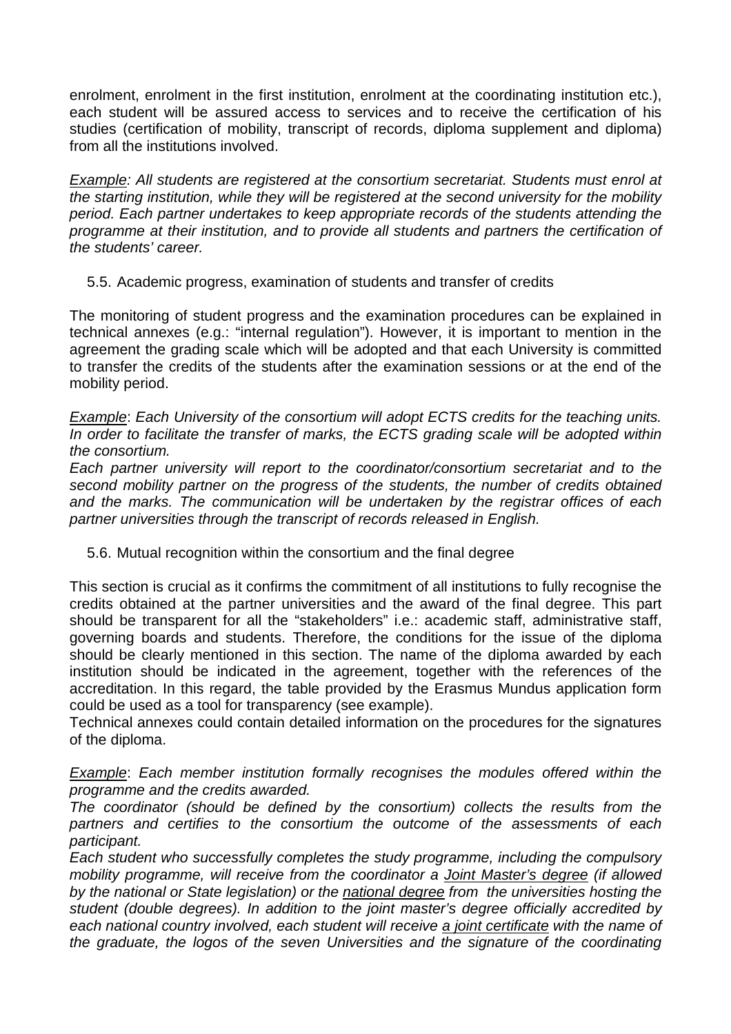enrolment, enrolment in the first institution, enrolment at the coordinating institution etc.), each student will be assured access to services and to receive the certification of his studies (certification of mobility, transcript of records, diploma supplement and diploma) from all the institutions involved.

*Example: All students are registered at the consortium secretariat. Students must enrol at the starting institution, while they will be registered at the second university for the mobility period. Each partner undertakes to keep appropriate records of the students attending the programme at their institution, and to provide all students and partners the certification of the students' career.*

### 5.5. Academic progress, examination of students and transfer of credits

The monitoring of student progress and the examination procedures can be explained in technical annexes (e.g.: "internal regulation"). However, it is important to mention in the agreement the grading scale which will be adopted and that each University is committed to transfer the credits of the students after the examination sessions or at the end of the mobility period.

*Example: Each University of the consortium will adopt ECTS credits for the teaching units. In order to facilitate the transfer of marks, the ECTS grading scale will be adopted within the consortium.*
*Each partner university will report to the coordinator/consortium secretariat and to the second mobility partner on the progress of the students, the number of credits obtained and the marks. The communication will be undertaken by the registrar offices of each partner universities through the transcript of records released in English.*

### 5.6. Mutual recognition within the consortium and the final degree

This section is crucial as it confirms the commitment of all institutions to fully recognise the credits obtained at the partner universities and the award of the final degree. This part should be transparent for all the "stakeholders" i.e.: academic staff, administrative staff, governing boards and students. Therefore, the conditions for the issue of the diploma should be clearly mentioned in this section. The name of the diploma awarded by each institution should be indicated in the agreement, together with the references of the accreditation. In this regard, the table provided by the Erasmus Mundus application form could be used as a tool for transparency (see example).
Technical annexes could contain detailed information on the procedures for the signatures of the diploma.

*Example: Each member institution formally recognises the modules offered within the programme and the credits awarded.*
*The coordinator (should be defined by the consortium) collects the results from the partners and certifies to the consortium the outcome of the assessments of each participant.*
*Each student who successfully completes the study programme, including the compulsory mobility programme, will receive from the coordinator a Joint Master's degree (if allowed by the national or State legislation) or the national degree from the universities hosting the student (double degrees). In addition to the joint master's degree officially accredited by each national country involved, each student will receive a joint certificate with the name of the graduate, the logos of the seven Universities and the signature of the coordinating*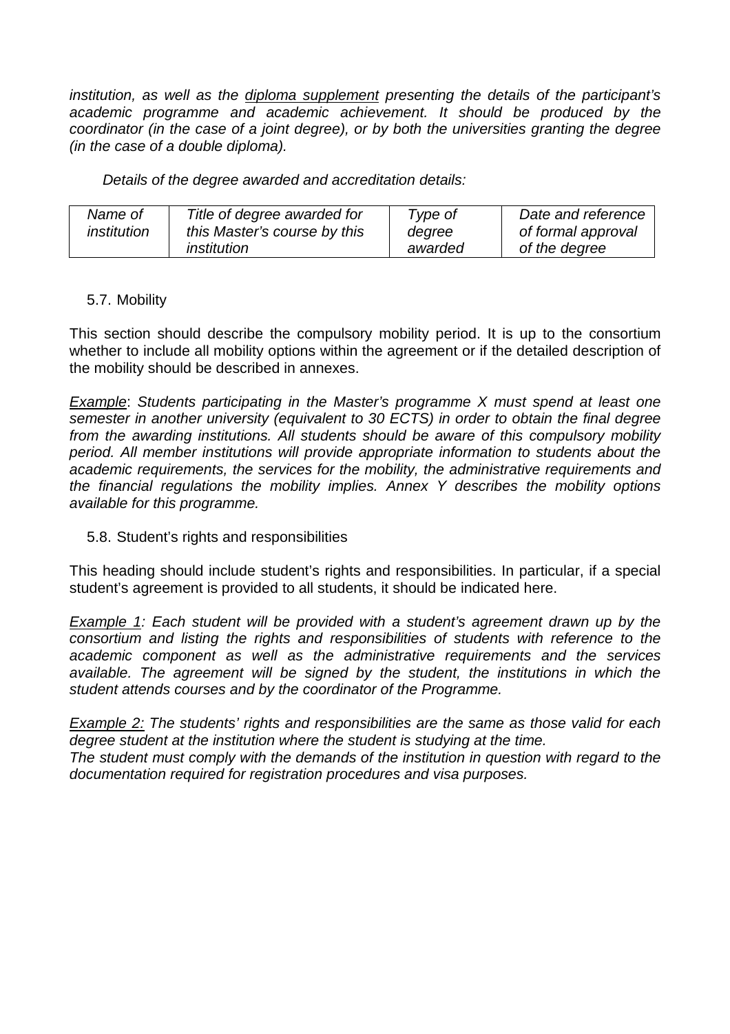*institution, as well as the* *<u>diploma supplement</u>* *presenting the details of the participant's academic programme and academic achievement. It should be produced by the coordinator (in the case of a joint degree), or by both the universities granting the degree (in the case of a double diploma).*

*Details of the degree awarded and accreditation details:*

| *Name of institution* | *Title of degree awarded for this Master's course by this institution* | *Type of degree awarded* | *Date and reference of formal approval of the degree* |
|---|---|---|---|

### 5.7. Mobility

This section should describe the compulsory mobility period. It is up to the consortium whether to include all mobility options within the agreement or if the detailed description of the mobility should be described in annexes.

*<u>Example</u>*: *Students participating in the Master's programme X must spend at least one semester in another university (equivalent to 30 ECTS) in order to obtain the final degree from the awarding institutions. All students should be aware of this compulsory mobility period. All member institutions will provide appropriate information to students about the academic requirements, the services for the mobility, the administrative requirements and the financial regulations the mobility implies. Annex Y describes the mobility options available for this programme.*

### 5.8. Student's rights and responsibilities

This heading should include student's rights and responsibilities. In particular, if a special student's agreement is provided to all students, it should be indicated here.

*<u>Example 1</u>: Each student will be provided with a student's agreement drawn up by the consortium and listing the rights and responsibilities of students with reference to the academic component as well as the administrative requirements and the services available. The agreement will be signed by the student, the institutions in which the student attends courses and by the coordinator of the Programme.*

*<u>Example 2:</u> The students' rights and responsibilities are the same as those valid for each degree student at the institution where the student is studying at the time.*
*The student must comply with the demands of the institution in question with regard to the documentation required for registration procedures and visa purposes.*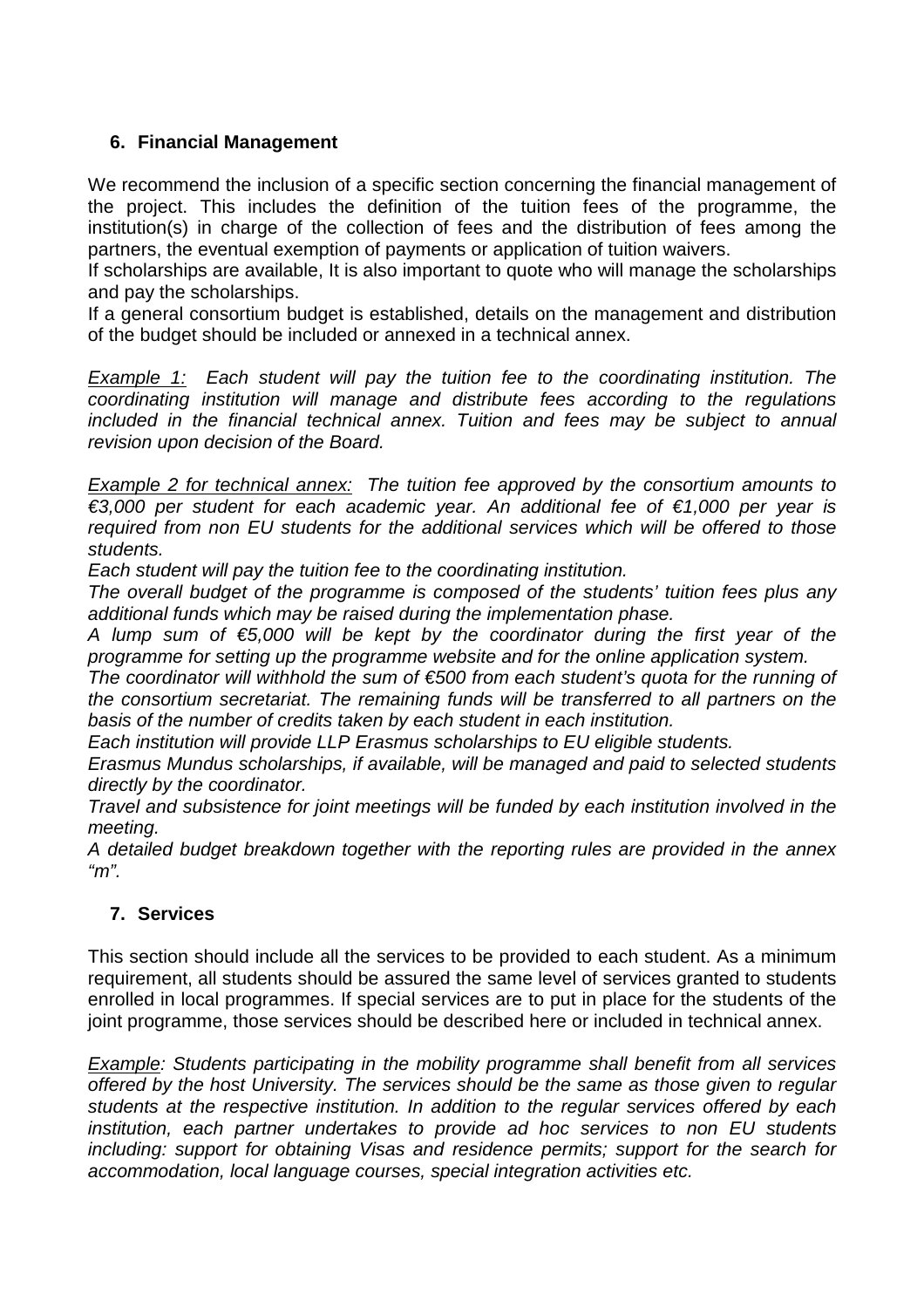## 6. Financial Management

We recommend the inclusion of a specific section concerning the financial management of the project. This includes the definition of the tuition fees of the programme, the institution(s) in charge of the collection of fees and the distribution of fees among the partners, the eventual exemption of payments or application of tuition waivers.

If scholarships are available, It is also important to quote who will manage the scholarships and pay the scholarships.

If a general consortium budget is established, details on the management and distribution of the budget should be included or annexed in a technical annex.

*<u>Example 1:</u> Each student will pay the tuition fee to the coordinating institution. The coordinating institution will manage and distribute fees according to the regulations included in the financial technical annex. Tuition and fees may be subject to annual revision upon decision of the Board.*

*<u>Example 2 for technical annex:</u> The tuition fee approved by the consortium amounts to €3,000 per student for each academic year. An additional fee of €1,000 per year is required from non EU students for the additional services which will be offered to those students.*

*Each student will pay the tuition fee to the coordinating institution.*

*The overall budget of the programme is composed of the students' tuition fees plus any additional funds which may be raised during the implementation phase.*

*A lump sum of €5,000 will be kept by the coordinator during the first year of the programme for setting up the programme website and for the online application system.*

*The coordinator will withhold the sum of €500 from each student's quota for the running of the consortium secretariat. The remaining funds will be transferred to all partners on the basis of the number of credits taken by each student in each institution.*

*Each institution will provide LLP Erasmus scholarships to EU eligible students.*

*Erasmus Mundus scholarships, if available, will be managed and paid to selected students directly by the coordinator.*

*Travel and subsistence for joint meetings will be funded by each institution involved in the meeting.*

*A detailed budget breakdown together with the reporting rules are provided in the annex "m".*

## 7. Services

This section should include all the services to be provided to each student. As a minimum requirement, all students should be assured the same level of services granted to students enrolled in local programmes. If special services are to put in place for the students of the joint programme, those services should be described here or included in technical annex.

*<u>Example</u>: Students participating in the mobility programme shall benefit from all services offered by the host University. The services should be the same as those given to regular students at the respective institution. In addition to the regular services offered by each institution, each partner undertakes to provide ad hoc services to non EU students including: support for obtaining Visas and residence permits; support for the search for accommodation, local language courses, special integration activities etc.*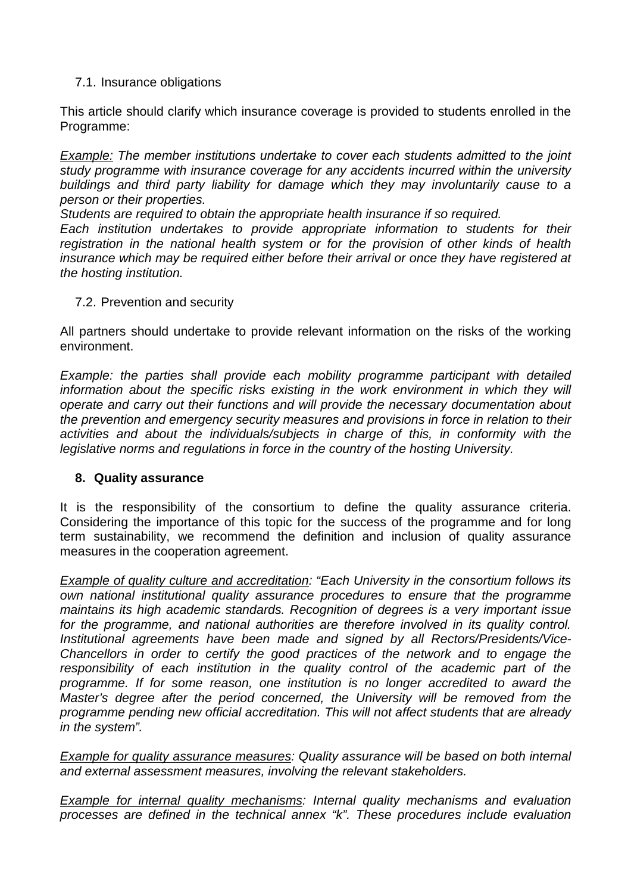### 7.1. Insurance obligations

This article should clarify which insurance coverage is provided to students enrolled in the Programme:

*<u>Example:</u> The member institutions undertake to cover each students admitted to the joint study programme with insurance coverage for any accidents incurred within the university buildings and third party liability for damage which they may involuntarily cause to a person or their properties.*
*Students are required to obtain the appropriate health insurance if so required.*
*Each institution undertakes to provide appropriate information to students for their registration in the national health system or for the provision of other kinds of health insurance which may be required either before their arrival or once they have registered at the hosting institution.*

### 7.2. Prevention and security

All partners should undertake to provide relevant information on the risks of the working environment.

*Example: the parties shall provide each mobility programme participant with detailed information about the specific risks existing in the work environment in which they will operate and carry out their functions and will provide the necessary documentation about the prevention and emergency security measures and provisions in force in relation to their activities and about the individuals/subjects in charge of this, in conformity with the legislative norms and regulations in force in the country of the hosting University.*

## 8. Quality assurance

It is the responsibility of the consortium to define the quality assurance criteria. Considering the importance of this topic for the success of the programme and for long term sustainability, we recommend the definition and inclusion of quality assurance measures in the cooperation agreement.

*<u>Example of quality culture and accreditation</u>: "Each University in the consortium follows its own national institutional quality assurance procedures to ensure that the programme maintains its high academic standards. Recognition of degrees is a very important issue for the programme, and national authorities are therefore involved in its quality control. Institutional agreements have been made and signed by all Rectors/Presidents/Vice-Chancellors in order to certify the good practices of the network and to engage the responsibility of each institution in the quality control of the academic part of the programme. If for some reason, one institution is no longer accredited to award the Master's degree after the period concerned, the University will be removed from the programme pending new official accreditation. This will not affect students that are already in the system".*

*<u>Example for quality assurance measures</u>: Quality assurance will be based on both internal and external assessment measures, involving the relevant stakeholders.*

*<u>Example for internal quality mechanisms</u>: Internal quality mechanisms and evaluation processes are defined in the technical annex "k". These procedures include evaluation*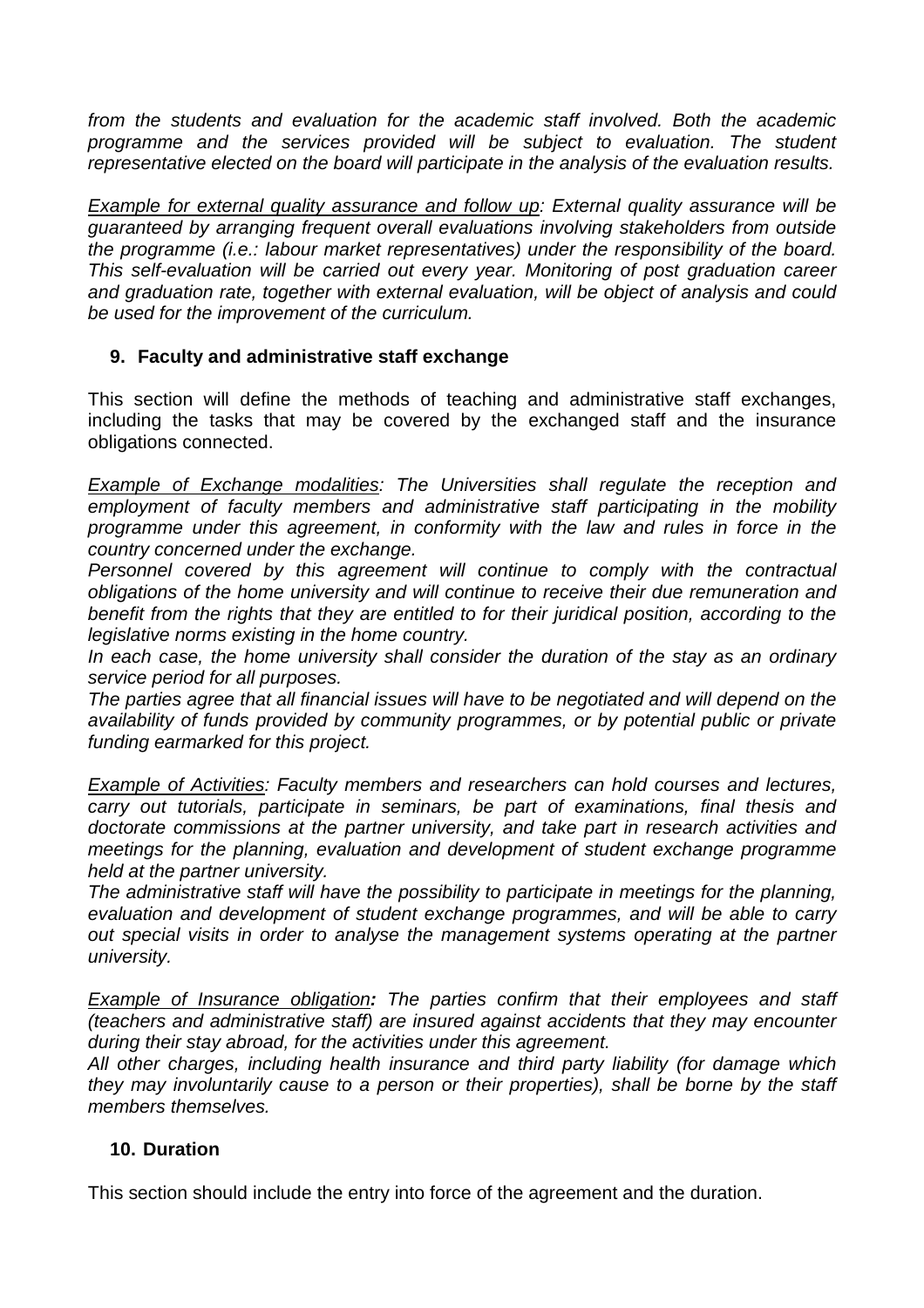*from the students and evaluation for the academic staff involved. Both the academic programme and the services provided will be subject to evaluation. The student representative elected on the board will participate in the analysis of the evaluation results.*

*<u>Example for external quality assurance and follow up</u>: External quality assurance will be guaranteed by arranging frequent overall evaluations involving stakeholders from outside the programme (i.e.: labour market representatives) under the responsibility of the board. This self-evaluation will be carried out every year. Monitoring of post graduation career and graduation rate, together with external evaluation, will be object of analysis and could be used for the improvement of the curriculum.*

## 9. Faculty and administrative staff exchange

This section will define the methods of teaching and administrative staff exchanges, including the tasks that may be covered by the exchanged staff and the insurance obligations connected.

*<u>Example of Exchange modalities</u>: The Universities shall regulate the reception and employment of faculty members and administrative staff participating in the mobility programme under this agreement, in conformity with the law and rules in force in the country concerned under the exchange.*
*Personnel covered by this agreement will continue to comply with the contractual obligations of the home university and will continue to receive their due remuneration and benefit from the rights that they are entitled to for their juridical position, according to the legislative norms existing in the home country.*
*In each case, the home university shall consider the duration of the stay as an ordinary service period for all purposes.*
*The parties agree that all financial issues will have to be negotiated and will depend on the availability of funds provided by community programmes, or by potential public or private funding earmarked for this project.*

*<u>Example of Activities</u>: Faculty members and researchers can hold courses and lectures, carry out tutorials, participate in seminars, be part of examinations, final thesis and doctorate commissions at the partner university, and take part in research activities and meetings for the planning, evaluation and development of student exchange programme held at the partner university.*
*The administrative staff will have the possibility to participate in meetings for the planning, evaluation and development of student exchange programmes, and will be able to carry out special visits in order to analyse the management systems operating at the partner university.*

*<u>Example of Insurance obligation</u>**:** The parties confirm that their employees and staff (teachers and administrative staff) are insured against accidents that they may encounter during their stay abroad, for the activities under this agreement.*
*All other charges, including health insurance and third party liability (for damage which they may involuntarily cause to a person or their properties), shall be borne by the staff members themselves.*

## 10. Duration

This section should include the entry into force of the agreement and the duration.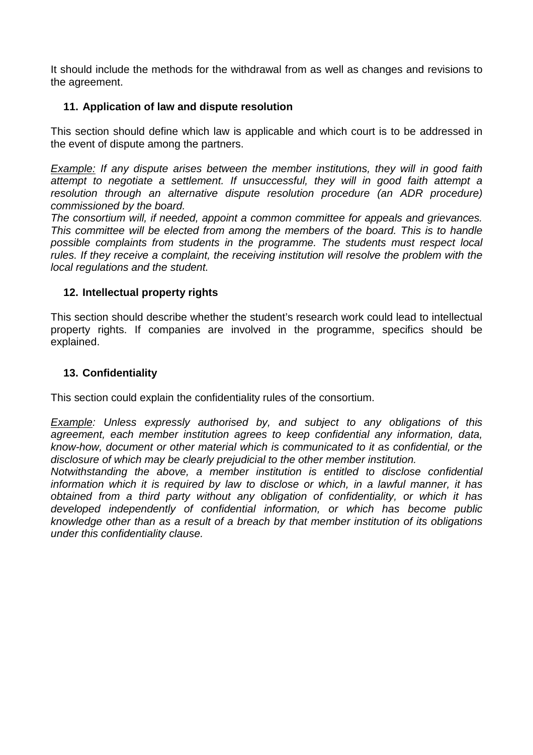It should include the methods for the withdrawal from as well as changes and revisions to the agreement.

### 11. Application of law and dispute resolution

This section should define which law is applicable and which court is to be addressed in the event of dispute among the partners.

*Example: If any dispute arises between the member institutions, they will in good faith attempt to negotiate a settlement. If unsuccessful, they will in good faith attempt a resolution through an alternative dispute resolution procedure (an ADR procedure) commissioned by the board.*
*The consortium will, if needed, appoint a common committee for appeals and grievances. This committee will be elected from among the members of the board. This is to handle possible complaints from students in the programme. The students must respect local rules. If they receive a complaint, the receiving institution will resolve the problem with the local regulations and the student.*

### 12. Intellectual property rights

This section should describe whether the student's research work could lead to intellectual property rights. If companies are involved in the programme, specifics should be explained.

### 13. Confidentiality

This section could explain the confidentiality rules of the consortium.

*Example: Unless expressly authorised by, and subject to any obligations of this agreement, each member institution agrees to keep confidential any information, data, know-how, document or other material which is communicated to it as confidential, or the disclosure of which may be clearly prejudicial to the other member institution.*
*Notwithstanding the above, a member institution is entitled to disclose confidential information which it is required by law to disclose or which, in a lawful manner, it has obtained from a third party without any obligation of confidentiality, or which it has developed independently of confidential information, or which has become public knowledge other than as a result of a breach by that member institution of its obligations under this confidentiality clause.*